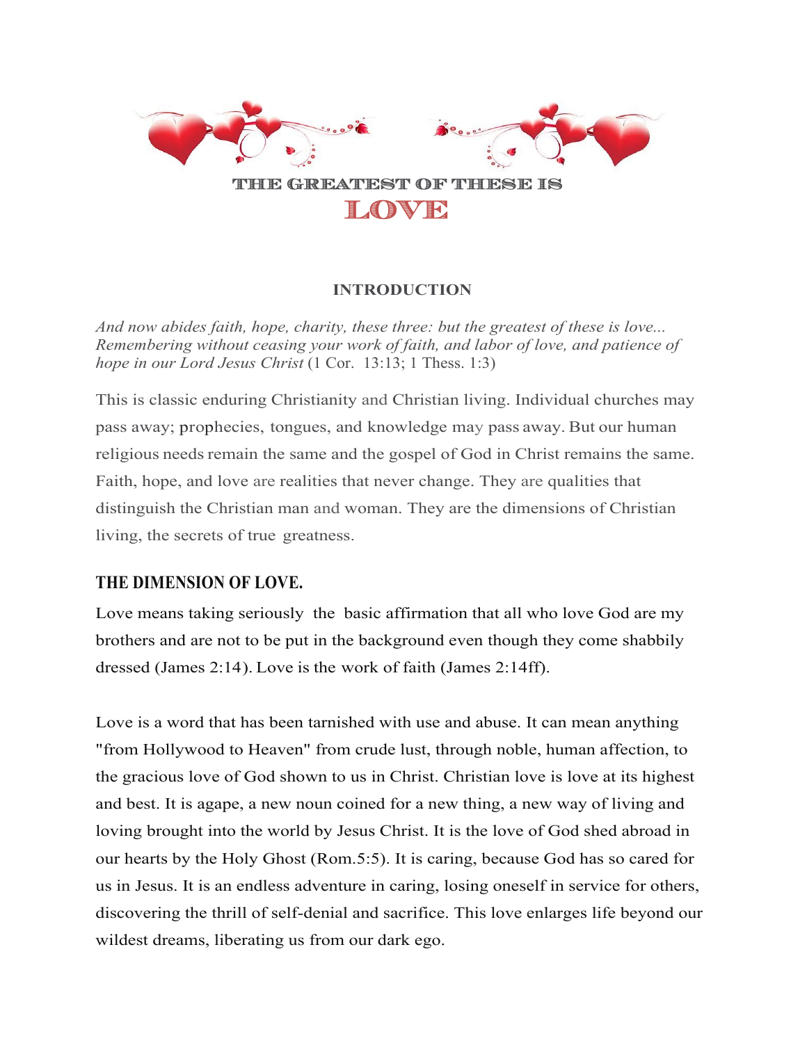# THE GREATEST OF THESE IS LOVE

## INTRODUCTION

*And now abides faith, hope, charity, these three: but the greatest of these is love... Remembering without ceasing your work of faith, and labor of love, and patience of hope in our Lord Jesus Christ* (1 Cor. 13:13; 1 Thess. 1:3)

This is classic enduring Christianity and Christian living. Individual churches may pass away; prophecies, tongues, and knowledge may pass away. But our human religious needs remain the same and the gospel of God in Christ remains the same. Faith, hope, and love are realities that never change. They are qualities that distinguish the Christian man and woman. They are the dimensions of Christian living, the secrets of true greatness.

## THE DIMENSION OF LOVE.

Love means taking seriously the basic affirmation that all who love God are my brothers and are not to be put in the background even though they come shabbily dressed (James 2:14). Love is the work of faith (James 2:14ff).

Love is a word that has been tarnished with use and abuse. It can mean anything "from Hollywood to Heaven" from crude lust, through noble, human affection, to the gracious love of God shown to us in Christ. Christian love is love at its highest and best. It is agape, a new noun coined for a new thing, a new way of living and loving brought into the world by Jesus Christ. It is the love of God shed abroad in our hearts by the Holy Ghost (Rom.5:5). It is caring, because God has so cared for us in Jesus. It is an endless adventure in caring, losing oneself in service for others, discovering the thrill of self-denial and sacrifice. This love enlarges life beyond our wildest dreams, liberating us from our dark ego.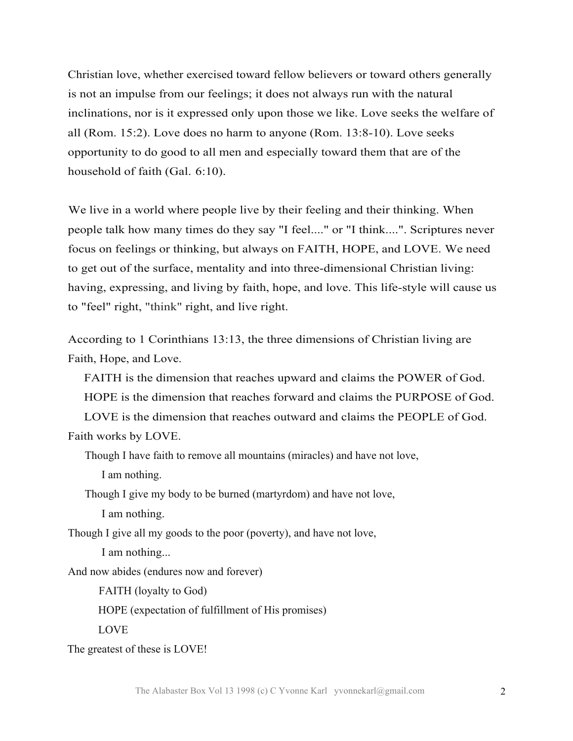Christian love, whether exercised toward fellow believers or toward others generally is not an impulse from our feelings; it does not always run with the natural inclinations, nor is it expressed only upon those we like. Love seeks the welfare of all (Rom. 15:2). Love does no harm to anyone (Rom. 13:8-10). Love seeks opportunity to do good to all men and especially toward them that are of the household of faith (Gal. 6:10).

We live in a world where people live by their feeling and their thinking. When people talk how many times do they say "I feel...." or "I think....". Scriptures never focus on feelings or thinking, but always on FAITH, HOPE, and LOVE. We need to get out of the surface, mentality and into three-dimensional Christian living: having, expressing, and living by faith, hope, and love. This life-style will cause us to "feel" right, "think" right, and live right.

According to 1 Corinthians 13:13, the three dimensions of Christian living are Faith, Hope, and Love.

FAITH is the dimension that reaches upward and claims the POWER of God.

HOPE is the dimension that reaches forward and claims the PURPOSE of God.

LOVE is the dimension that reaches outward and claims the PEOPLE of God.

Faith works by LOVE.

Though I have faith to remove all mountains (miracles) and have not love,
I am nothing.

Though I give my body to be burned (martyrdom) and have not love,
I am nothing.

Though I give all my goods to the poor (poverty), and have not love,
I am nothing...

And now abides (endures now and forever)

FAITH (loyalty to God)

HOPE (expectation of fulfillment of His promises)

LOVE

The greatest of these is LOVE!